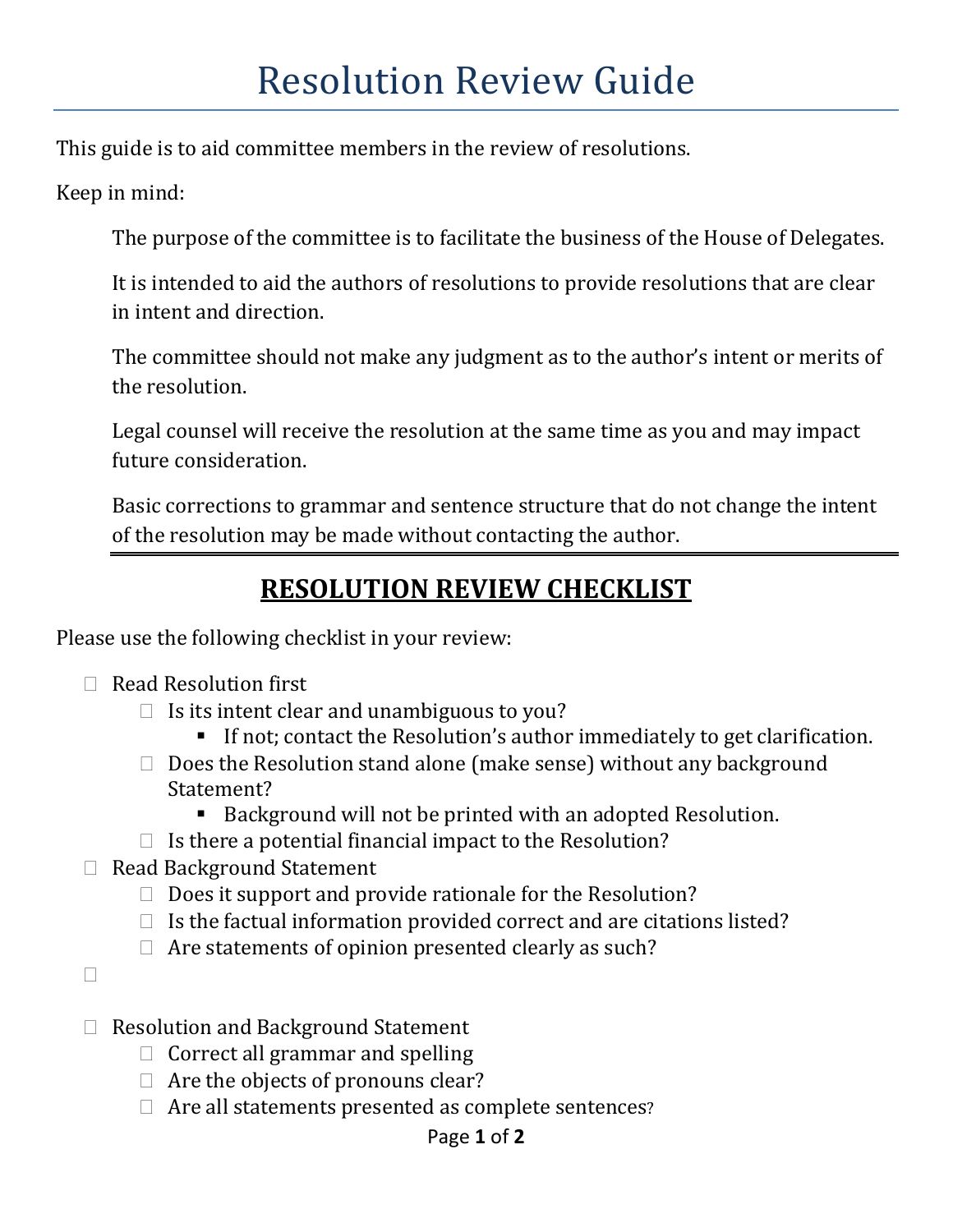# Resolution Review Guide

This guide is to aid committee members in the review of resolutions.

Keep in mind:

> The purpose of the committee is to facilitate the business of the House of Delegates.
>
> It is intended to aid the authors of resolutions to provide resolutions that are clear in intent and direction.
>
> The committee should not make any judgment as to the author's intent or merits of the resolution.
>
> Legal counsel will receive the resolution at the same time as you and may impact future consideration.
>
> Basic corrections to grammar and sentence structure that do not change the intent of the resolution may be made without contacting the author.

---

## RESOLUTION REVIEW CHECKLIST

Please use the following checklist in your review:

- [ ] Read Resolution first
  - [ ] Is its intent clear and unambiguous to you?
    - If not; contact the Resolution's author immediately to get clarification.
  - [ ] Does the Resolution stand alone (make sense) without any background Statement?
    - Background will not be printed with an adopted Resolution.
  - [ ] Is there a potential financial impact to the Resolution?
- [ ] Read Background Statement
  - [ ] Does it support and provide rationale for the Resolution?
  - [ ] Is the factual information provided correct and are citations listed?
  - [ ] Are statements of opinion presented clearly as such?
- [ ]
- [ ] Resolution and Background Statement
  - [ ] Correct all grammar and spelling
  - [ ] Are the objects of pronouns clear?
  - [ ] Are all statements presented as complete sentences?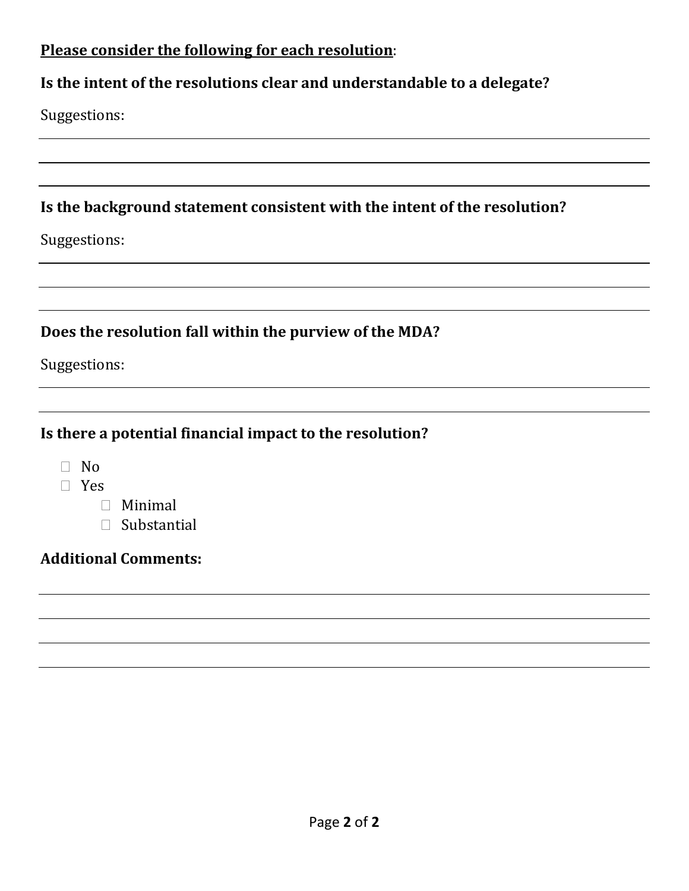**<u>Please consider the following for each resolution</u>**:

**Is the intent of the resolutions clear and understandable to a delegate?**

Suggestions:

**Is the background statement consistent with the intent of the resolution?**

Suggestions:

**Does the resolution fall within the purview of the MDA?**

Suggestions:

**Is there a potential financial impact to the resolution?**

- ☐ No
- ☐ Yes
  - ☐ Minimal
  - ☐ Substantial

**Additional Comments:**